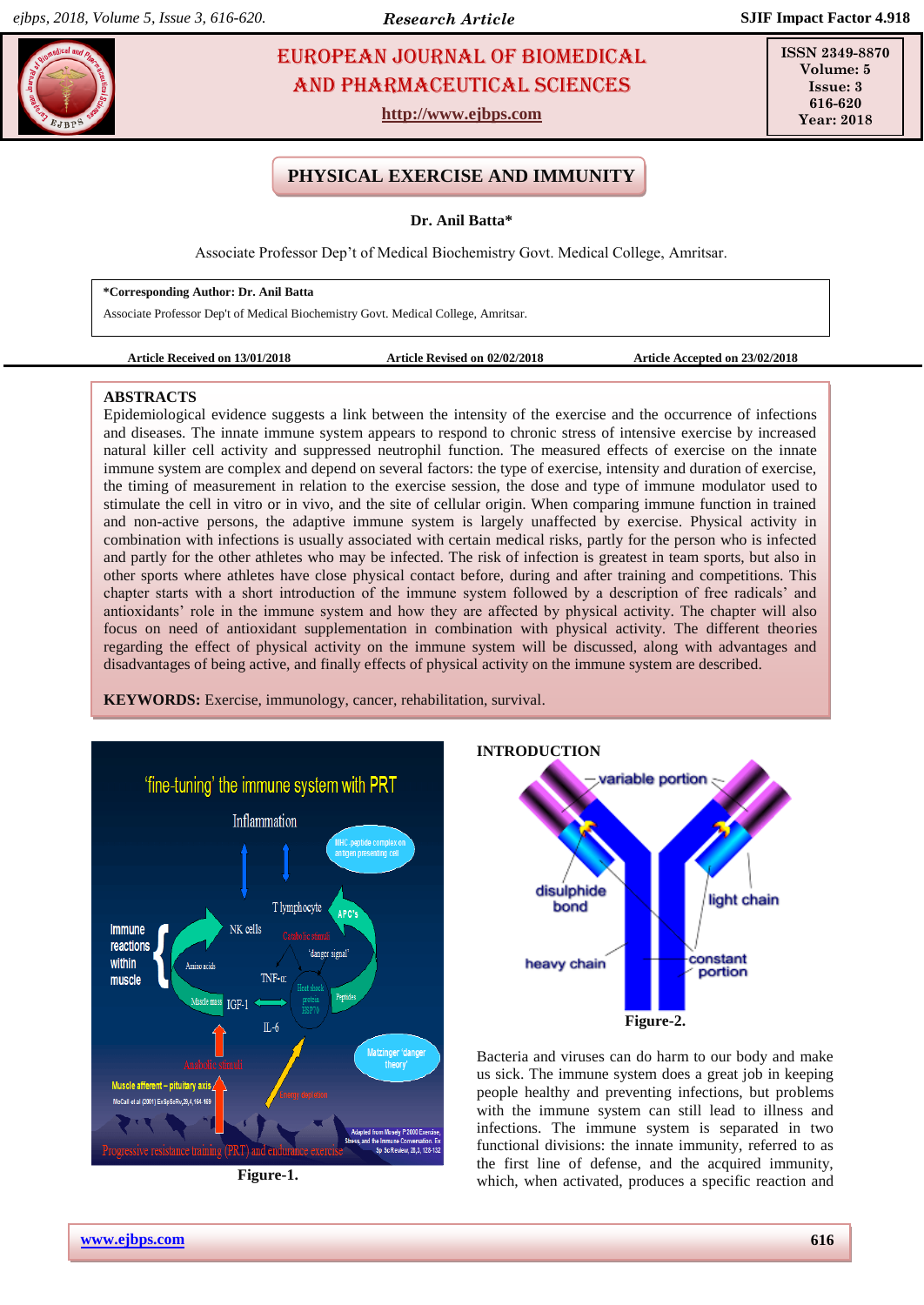# PHYSICAL EXERCISE AND IMMUNITY

**Dr. Anil Batta***

Associate Professor Dep't of Medical Biochemistry Govt. Medical College, Amritsar.

***Corresponding Author: Dr. Anil Batta**
Associate Professor Dep't of Medical Biochemistry Govt. Medical College, Amritsar.

**Article Received on 13/01/2018** **Article Revised on 02/02/2018** **Article Accepted on 23/02/2018**

## ABSTRACTS

Epidemiological evidence suggests a link between the intensity of the exercise and the occurrence of infections and diseases. The innate immune system appears to respond to chronic stress of intensive exercise by increased natural killer cell activity and suppressed neutrophil function. The measured effects of exercise on the innate immune system are complex and depend on several factors: the type of exercise, intensity and duration of exercise, the timing of measurement in relation to the exercise session, the dose and type of immune modulator used to stimulate the cell in vitro or in vivo, and the site of cellular origin. When comparing immune function in trained and non-active persons, the adaptive immune system is largely unaffected by exercise. Physical activity in combination with infections is usually associated with certain medical risks, partly for the person who is infected and partly for the other athletes who may be infected. The risk of infection is greatest in team sports, but also in other sports where athletes have close physical contact before, during and after training and competitions. This chapter starts with a short introduction of the immune system followed by a description of free radicals' and antioxidants' role in the immune system and how they are affected by physical activity. The chapter will also focus on need of antioxidant supplementation in combination with physical activity. The different theories regarding the effect of physical activity on the immune system will be discussed, along with advantages and disadvantages of being active, and finally effects of physical activity on the immune system are described.

**KEYWORDS:** Exercise, immunology, cancer, rehabilitation, survival.

'fine-tuning' the immune system with PRT

Inflammation

MHC peptide complex on antigen presenting cell

T lymphocyte

APC's

Immune reactions within muscle

NK cells

Catabolic stimuli

'danger signal'

Amino acids

TNF-α

Heat shock protein HSP70

Peptides

Muscle mass

IGF-1

IL-6

Matzinger 'danger theory'

Anabolic stimuli

Muscle afferent – pituitary axis

McCall et al (2001) ExSpSciRev,29,4,164-169

Energy depletion

Adapted from Moody P 2000 Exercise, Stress and the Immune Conversation. Ex Sp SciReview, 28,3, 128-132

Progressive resistance training (PRT) and endurance exercise

Figure-1.

## INTRODUCTION

variable portion

disulphide bond

light chain

heavy chain

constant portion

Figure-2.

Bacteria and viruses can do harm to our body and make us sick. The immune system does a great job in keeping people healthy and preventing infections, but problems with the immune system can still lead to illness and infections. The immune system is separated in two functional divisions: the innate immunity, referred to as the first line of defense, and the acquired immunity, which, when activated, produces a specific reaction and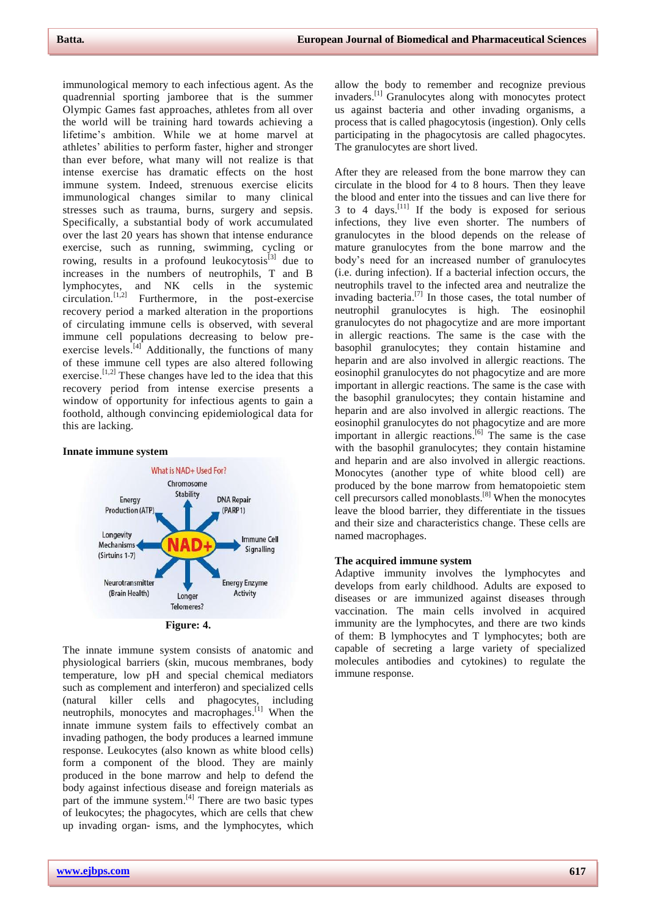immunological memory to each infectious agent. As the quadrennial sporting jamboree that is the summer Olympic Games fast approaches, athletes from all over the world will be training hard towards achieving a lifetime's ambition. While we at home marvel at athletes' abilities to perform faster, higher and stronger than ever before, what many will not realize is that intense exercise has dramatic effects on the host immune system. Indeed, strenuous exercise elicits immunological changes similar to many clinical stresses such as trauma, burns, surgery and sepsis. Specifically, a substantial body of work accumulated over the last 20 years has shown that intense endurance exercise, such as running, swimming, cycling or rowing, results in a profound leukocytosis[3] due to increases in the numbers of neutrophils, T and B lymphocytes, and NK cells in the systemic circulation.[1,2] Furthermore, in the post-exercise recovery period a marked alteration in the proportions of circulating immune cells is observed, with several immune cell populations decreasing to below pre-exercise levels.[4] Additionally, the functions of many of these immune cell types are also altered following exercise.[1,2] These changes have led to the idea that this recovery period from intense exercise presents a window of opportunity for infectious agents to gain a foothold, although convincing epidemiological data for this are lacking.

## Innate immune system

What is NAD+ Used For?

Chromosome Stability; DNA Repair (PARP1); Energy Production (ATP); Longevity Mechanisms (Sirtuins 1-7); NAD+; Immune Cell Signalling; Neurotransmitter (Brain Health); Longer Telomeres?; Energy Enzyme Activity

**Figure: 4.**

The innate immune system consists of anatomic and physiological barriers (skin, mucous membranes, body temperature, low pH and special chemical mediators such as complement and interferon) and specialized cells (natural killer cells and phagocytes, including neutrophils, monocytes and macrophages.[1] When the innate immune system fails to effectively combat an invading pathogen, the body produces a learned immune response. Leukocytes (also known as white blood cells) form a component of the blood. They are mainly produced in the bone marrow and help to defend the body against infectious disease and foreign materials as part of the immune system.[4] There are two basic types of leukocytes; the phagocytes, which are cells that chew up invading organ- isms, and the lymphocytes, which allow the body to remember and recognize previous invaders.[1] Granulocytes along with monocytes protect us against bacteria and other invading organisms, a process that is called phagocytosis (ingestion). Only cells participating in the phagocytosis are called phagocytes. The granulocytes are short lived.

After they are released from the bone marrow they can circulate in the blood for 4 to 8 hours. Then they leave the blood and enter into the tissues and can live there for 3 to 4 days.[11] If the body is exposed for serious infections, they live even shorter. The numbers of granulocytes in the blood depends on the release of mature granulocytes from the bone marrow and the body's need for an increased number of granulocytes (i.e. during infection). If a bacterial infection occurs, the neutrophils travel to the infected area and neutralize the invading bacteria.[7] In those cases, the total number of neutrophil granulocytes is high. The eosinophil granulocytes do not phagocytize and are more important in allergic reactions. The same is the case with the basophil granulocytes; they contain histamine and heparin and are also involved in allergic reactions. The eosinophil granulocytes do not phagocytize and are more important in allergic reactions. The same is the case with the basophil granulocytes; they contain histamine and heparin and are also involved in allergic reactions. The eosinophil granulocytes do not phagocytize and are more important in allergic reactions.[6] The same is the case with the basophil granulocytes; they contain histamine and heparin and are also involved in allergic reactions. Monocytes (another type of white blood cell) are produced by the bone marrow from hematopoietic stem cell precursors called monoblasts.[8] When the monocytes leave the blood barrier, they differentiate in the tissues and their size and characteristics change. These cells are named macrophages.

## The acquired immune system

Adaptive immunity involves the lymphocytes and develops from early childhood. Adults are exposed to diseases or are immunized against diseases through vaccination. The main cells involved in acquired immunity are the lymphocytes, and there are two kinds of them: B lymphocytes and T lymphocytes; both are capable of secreting a large variety of specialized molecules antibodies and cytokines) to regulate the immune response.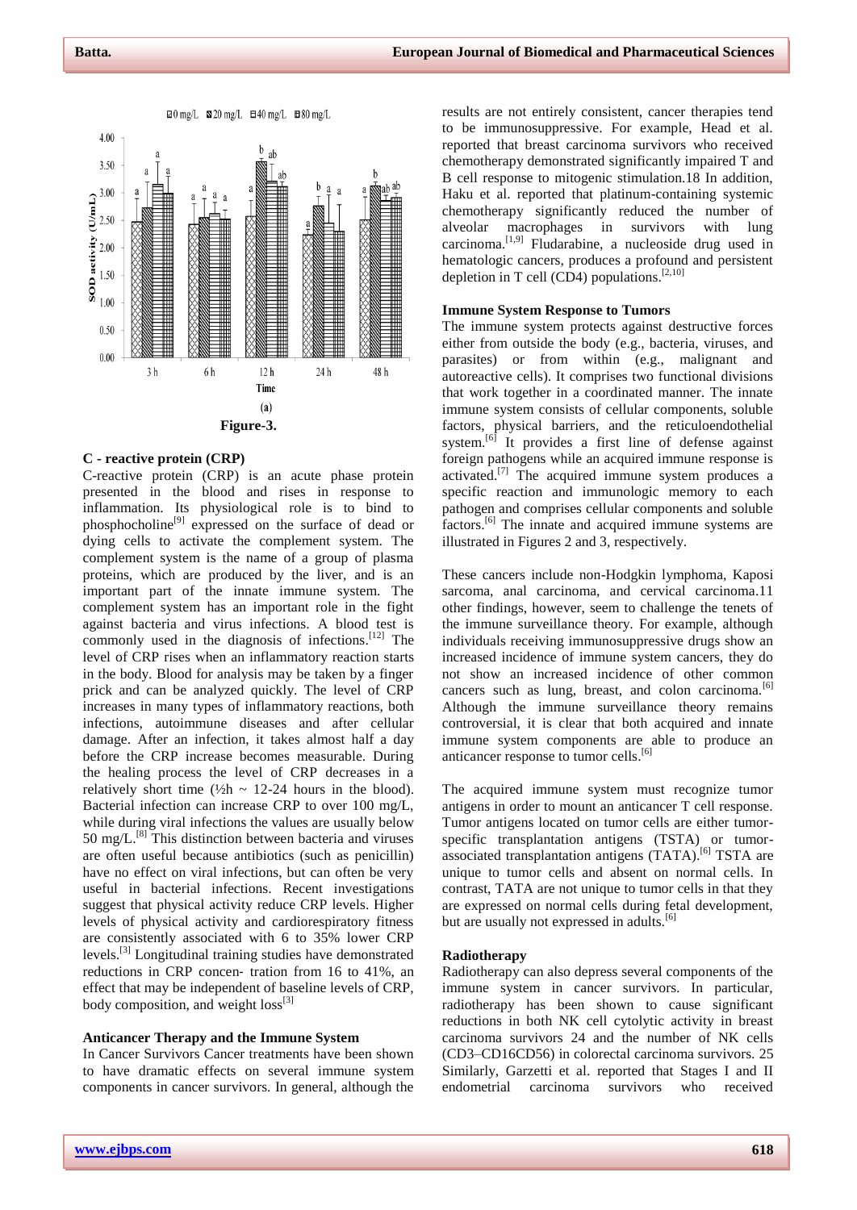Figure-3.

### C - reactive protein (CRP)

C-reactive protein (CRP) is an acute phase protein presented in the blood and rises in response to inflammation. Its physiological role is to bind to phosphocholine[9] expressed on the surface of dead or dying cells to activate the complement system. The complement system is the name of a group of plasma proteins, which are produced by the liver, and is an important part of the innate immune system. The complement system has an important role in the fight against bacteria and virus infections. A blood test is commonly used in the diagnosis of infections.[12] The level of CRP rises when an inflammatory reaction starts in the body. Blood for analysis may be taken by a finger prick and can be analyzed quickly. The level of CRP increases in many types of inflammatory reactions, both infections, autoimmune diseases and after cellular damage. After an infection, it takes almost half a day before the CRP increase becomes measurable. During the healing process the level of CRP decreases in a relatively short time (½h ~ 12-24 hours in the blood). Bacterial infection can increase CRP to over 100 mg/L, while during viral infections the values are usually below 50 mg/L.[8] This distinction between bacteria and viruses are often useful because antibiotics (such as penicillin) have no effect on viral infections, but can often be very useful in bacterial infections. Recent investigations suggest that physical activity reduce CRP levels. Higher levels of physical activity and cardiorespiratory fitness are consistently associated with 6 to 35% lower CRP levels.[3] Longitudinal training studies have demonstrated reductions in CRP concen- tration from 16 to 41%, an effect that may be independent of baseline levels of CRP, body composition, and weight loss[3]

### Anticancer Therapy and the Immune System

In Cancer Survivors Cancer treatments have been shown to have dramatic effects on several immune system components in cancer survivors. In general, although the results are not entirely consistent, cancer therapies tend to be immunosuppressive. For example, Head et al. reported that breast carcinoma survivors who received chemotherapy demonstrated significantly impaired T and B cell response to mitogenic stimulation.18 In addition, Haku et al. reported that platinum-containing systemic chemotherapy significantly reduced the number of alveolar macrophages in survivors with lung carcinoma.[1,9] Fludarabine, a nucleoside drug used in hematologic cancers, produces a profound and persistent depletion in T cell (CD4) populations.[2,10]

### Immune System Response to Tumors

The immune system protects against destructive forces either from outside the body (e.g., bacteria, viruses, and parasites) or from within (e.g., malignant and autoreactive cells). It comprises two functional divisions that work together in a coordinated manner. The innate immune system consists of cellular components, soluble factors, physical barriers, and the reticuloendothelial system.[6] It provides a first line of defense against foreign pathogens while an acquired immune response is activated.[7] The acquired immune system produces a specific reaction and immunologic memory to each pathogen and comprises cellular components and soluble factors.[6] The innate and acquired immune systems are illustrated in Figures 2 and 3, respectively.

These cancers include non-Hodgkin lymphoma, Kaposi sarcoma, anal carcinoma, and cervical carcinoma.11 other findings, however, seem to challenge the tenets of the immune surveillance theory. For example, although individuals receiving immunosuppressive drugs show an increased incidence of immune system cancers, they do not show an increased incidence of other common cancers such as lung, breast, and colon carcinoma.[6] Although the immune surveillance theory remains controversial, it is clear that both acquired and innate immune system components are able to produce an anticancer response to tumor cells.[6]

The acquired immune system must recognize tumor antigens in order to mount an anticancer T cell response. Tumor antigens located on tumor cells are either tumor-specific transplantation antigens (TSTA) or tumor-associated transplantation antigens (TATA).[6] TSTA are unique to tumor cells and absent on normal cells. In contrast, TATA are not unique to tumor cells in that they are expressed on normal cells during fetal development, but are usually not expressed in adults.[6]

### Radiotherapy

Radiotherapy can also depress several components of the immune system in cancer survivors. In particular, radiotherapy has been shown to cause significant reductions in both NK cell cytolytic activity in breast carcinoma survivors 24 and the number of NK cells (CD3–CD16CD56) in colorectal carcinoma survivors. 25 Similarly, Garzetti et al. reported that Stages I and II endometrial carcinoma survivors who received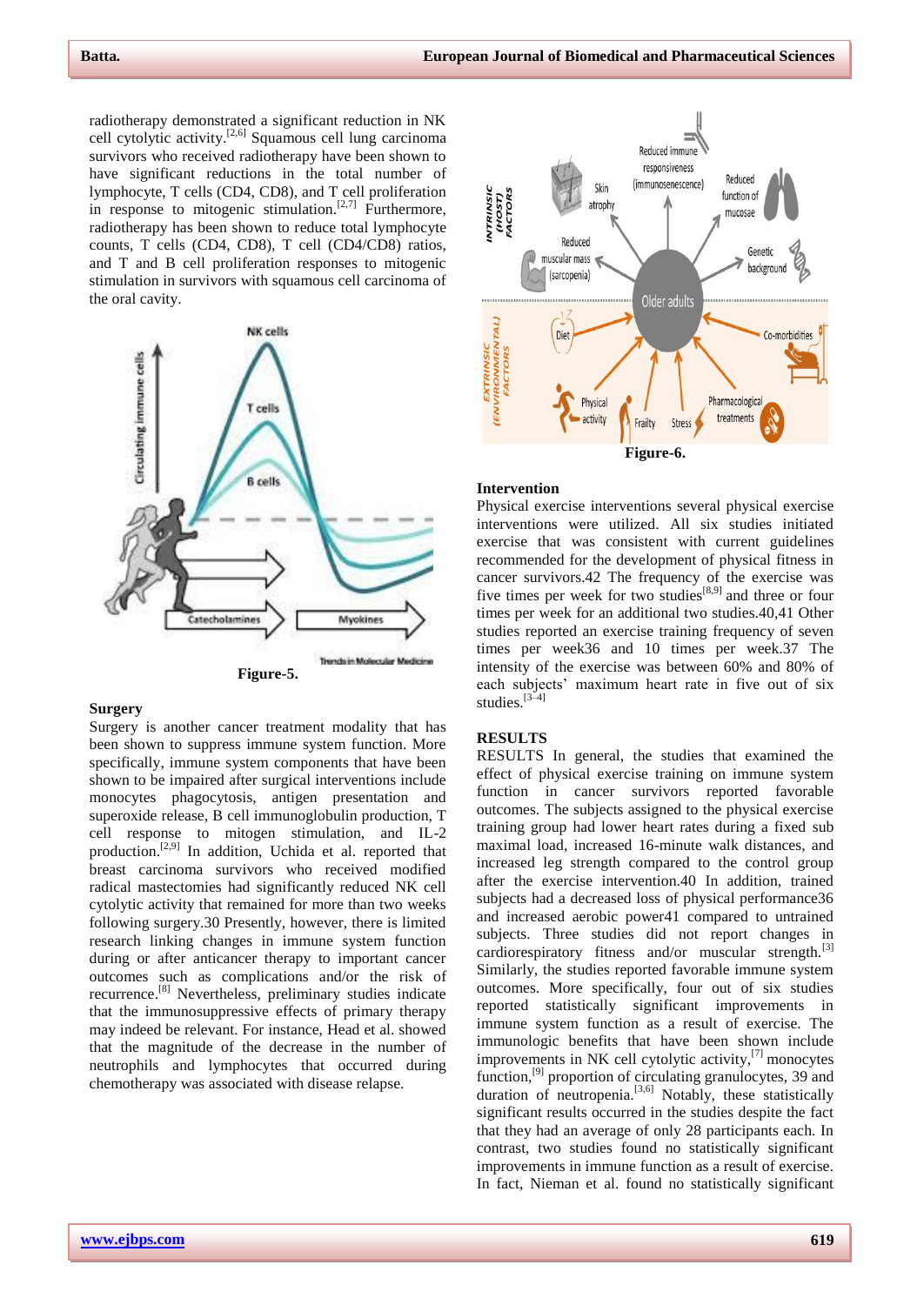radiotherapy demonstrated a significant reduction in NK cell cytolytic activity.[2,6] Squamous cell lung carcinoma survivors who received radiotherapy have been shown to have significant reductions in the total number of lymphocyte, T cells (CD4, CD8), and T cell proliferation in response to mitogenic stimulation.[2,7] Furthermore, radiotherapy has been shown to reduce total lymphocyte counts, T cells (CD4, CD8), T cell (CD4/CD8) ratios, and T and B cell proliferation responses to mitogenic stimulation in survivors with squamous cell carcinoma of the oral cavity.

Figure-5.

### Surgery

Surgery is another cancer treatment modality that has been shown to suppress immune system function. More specifically, immune system components that have been shown to be impaired after surgical interventions include monocytes phagocytosis, antigen presentation and superoxide release, B cell immunoglobulin production, T cell response to mitogen stimulation, and IL-2 production.[2,9] In addition, Uchida et al. reported that breast carcinoma survivors who received modified radical mastectomies had significantly reduced NK cell cytolytic activity that remained for more than two weeks following surgery.30 Presently, however, there is limited research linking changes in immune system function during or after anticancer therapy to important cancer outcomes such as complications and/or the risk of recurrence.[8] Nevertheless, preliminary studies indicate that the immunosuppressive effects of primary therapy may indeed be relevant. For instance, Head et al. showed that the magnitude of the decrease in the number of neutrophils and lymphocytes that occurred during chemotherapy was associated with disease relapse.

Figure-6.

### Intervention

Physical exercise interventions several physical exercise interventions were utilized. All six studies initiated exercise that was consistent with current guidelines recommended for the development of physical fitness in cancer survivors.42 The frequency of the exercise was five times per week for two studies[8,9] and three or four times per week for an additional two studies.40,41 Other studies reported an exercise training frequency of seven times per week36 and 10 times per week.37 The intensity of the exercise was between 60% and 80% of each subjects' maximum heart rate in five out of six studies.[3–4]

## RESULTS

RESULTS In general, the studies that examined the effect of physical exercise training on immune system function in cancer survivors reported favorable outcomes. The subjects assigned to the physical exercise training group had lower heart rates during a fixed sub maximal load, increased 16-minute walk distances, and increased leg strength compared to the control group after the exercise intervention.40 In addition, trained subjects had a decreased loss of physical performance36 and increased aerobic power41 compared to untrained subjects. Three studies did not report changes in cardiorespiratory fitness and/or muscular strength.[3] Similarly, the studies reported favorable immune system outcomes. More specifically, four out of six studies reported statistically significant improvements in immune system function as a result of exercise. The immunologic benefits that have been shown include improvements in NK cell cytolytic activity,[7] monocytes function,[9] proportion of circulating granulocytes, 39 and duration of neutropenia.[3,6] Notably, these statistically significant results occurred in the studies despite the fact that they had an average of only 28 participants each. In contrast, two studies found no statistically significant improvements in immune function as a result of exercise. In fact, Nieman et al. found no statistically significant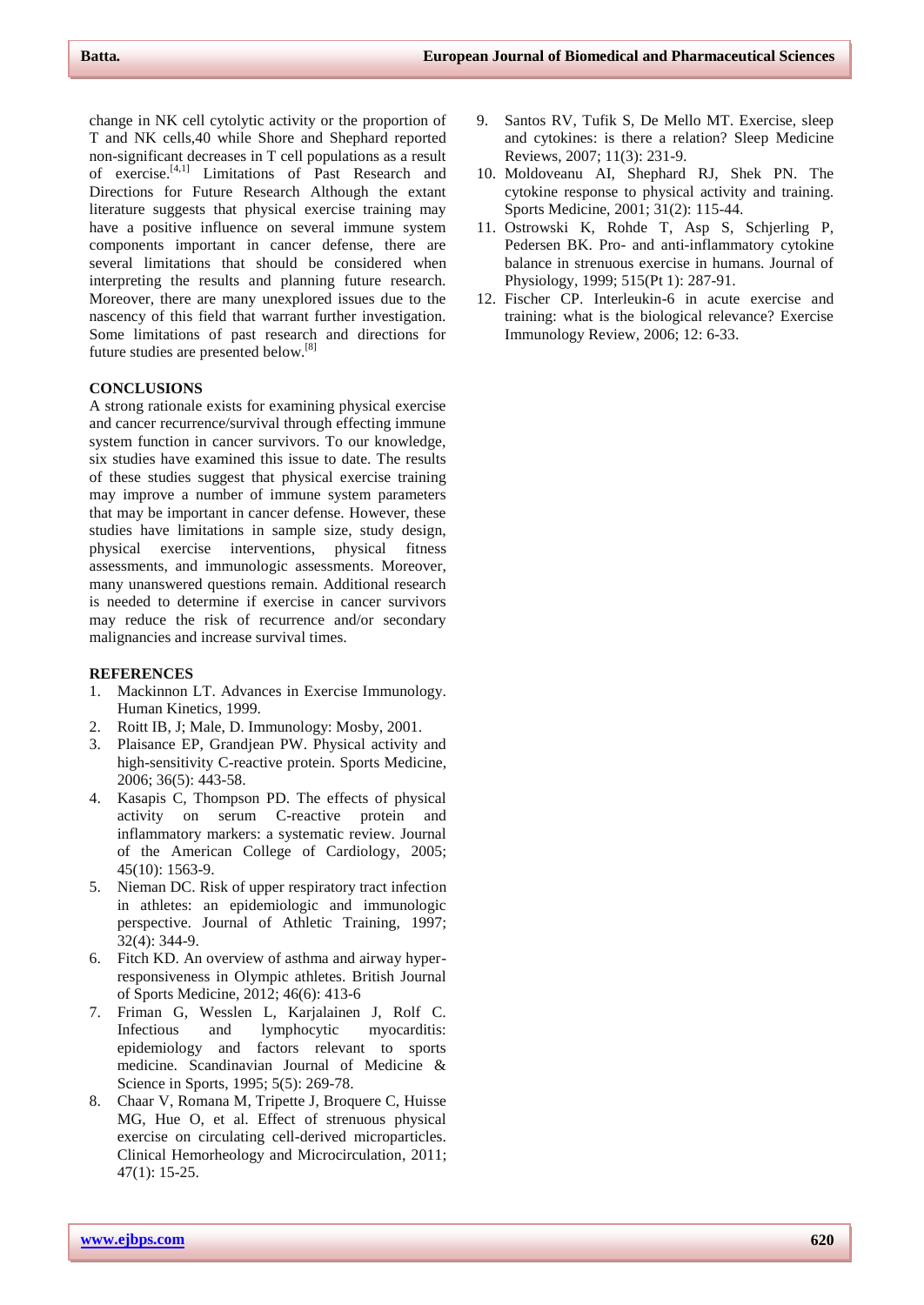change in NK cell cytolytic activity or the proportion of T and NK cells,40 while Shore and Shephard reported non-significant decreases in T cell populations as a result of exercise.[4,1] Limitations of Past Research and Directions for Future Research Although the extant literature suggests that physical exercise training may have a positive influence on several immune system components important in cancer defense, there are several limitations that should be considered when interpreting the results and planning future research. Moreover, there are many unexplored issues due to the nascency of this field that warrant further investigation. Some limitations of past research and directions for future studies are presented below.[8]

## CONCLUSIONS

A strong rationale exists for examining physical exercise and cancer recurrence/survival through effecting immune system function in cancer survivors. To our knowledge, six studies have examined this issue to date. The results of these studies suggest that physical exercise training may improve a number of immune system parameters that may be important in cancer defense. However, these studies have limitations in sample size, study design, physical exercise interventions, physical fitness assessments, and immunologic assessments. Moreover, many unanswered questions remain. Additional research is needed to determine if exercise in cancer survivors may reduce the risk of recurrence and/or secondary malignancies and increase survival times.

## REFERENCES

1. Mackinnon LT. Advances in Exercise Immunology. Human Kinetics, 1999.
2. Roitt IB, J; Male, D. Immunology: Mosby, 2001.
3. Plaisance EP, Grandjean PW. Physical activity and high-sensitivity C-reactive protein. Sports Medicine, 2006; 36(5): 443-58.
4. Kasapis C, Thompson PD. The effects of physical activity on serum C-reactive protein and inflammatory markers: a systematic review. Journal of the American College of Cardiology, 2005; 45(10): 1563-9.
5. Nieman DC. Risk of upper respiratory tract infection in athletes: an epidemiologic and immunologic perspective. Journal of Athletic Training, 1997; 32(4): 344-9.
6. Fitch KD. An overview of asthma and airway hyper-responsiveness in Olympic athletes. British Journal of Sports Medicine, 2012; 46(6): 413-6
7. Friman G, Wesslen L, Karjalainen J, Rolf C. Infectious and lymphocytic myocarditis: epidemiology and factors relevant to sports medicine. Scandinavian Journal of Medicine & Science in Sports, 1995; 5(5): 269-78.
8. Chaar V, Romana M, Tripette J, Broquere C, Huisse MG, Hue O, et al. Effect of strenuous physical exercise on circulating cell-derived microparticles. Clinical Hemorheology and Microcirculation, 2011; 47(1): 15-25.
9. Santos RV, Tufik S, De Mello MT. Exercise, sleep and cytokines: is there a relation? Sleep Medicine Reviews, 2007; 11(3): 231-9.
10. Moldoveanu AI, Shephard RJ, Shek PN. The cytokine response to physical activity and training. Sports Medicine, 2001; 31(2): 115-44.
11. Ostrowski K, Rohde T, Asp S, Schjerling P, Pedersen BK. Pro- and anti-inflammatory cytokine balance in strenuous exercise in humans. Journal of Physiology, 1999; 515(Pt 1): 287-91.
12. Fischer CP. Interleukin-6 in acute exercise and training: what is the biological relevance? Exercise Immunology Review, 2006; 12: 6-33.